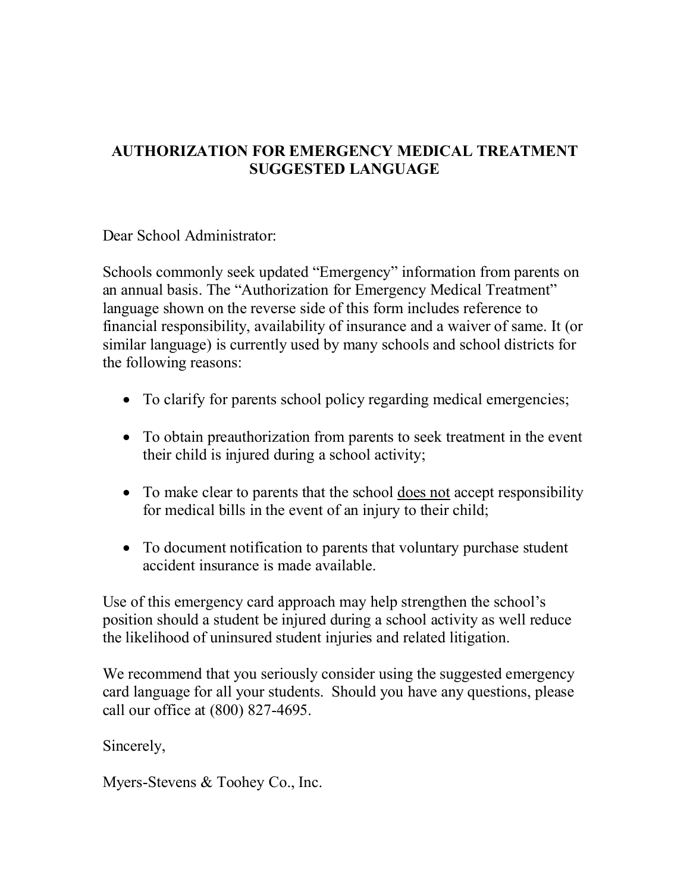# AUTHORIZATION FOR EMERGENCY MEDICAL TREATMENT SUGGESTED LANGUAGE

Dear School Administrator:

Schools commonly seek updated "Emergency" information from parents on an annual basis. The "Authorization for Emergency Medical Treatment" language shown on the reverse side of this form includes reference to financial responsibility, availability of insurance and a waiver of same. It (or similar language) is currently used by many schools and school districts for the following reasons:

- To clarify for parents school policy regarding medical emergencies;
- To obtain preauthorization from parents to seek treatment in the event their child is injured during a school activity;
- To make clear to parents that the school <u>does not</u> accept responsibility for medical bills in the event of an injury to their child;
- To document notification to parents that voluntary purchase student accident insurance is made available.

Use of this emergency card approach may help strengthen the school's position should a student be injured during a school activity as well reduce the likelihood of uninsured student injuries and related litigation.

We recommend that you seriously consider using the suggested emergency card language for all your students. Should you have any questions, please call our office at (800) 827-4695.

Sincerely,

Myers-Stevens & Toohey Co., Inc.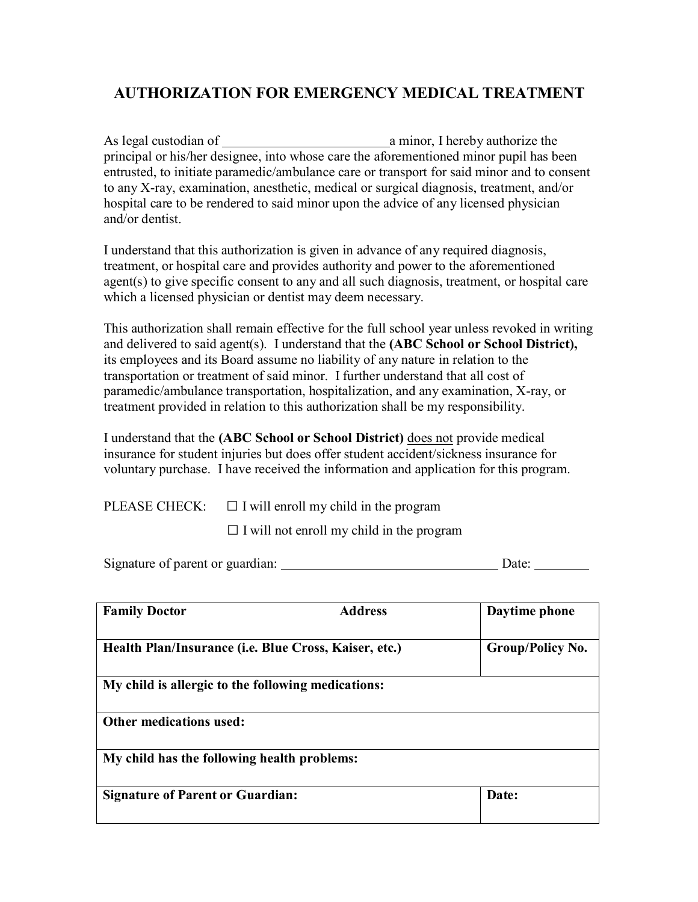# AUTHORIZATION FOR EMERGENCY MEDICAL TREATMENT

As legal custodian of \_\_\_\_\_\_\_\_\_\_\_\_\_\_\_\_\_\_\_\_\_\_\_\_\_a minor, I hereby authorize the principal or his/her designee, into whose care the aforementioned minor pupil has been entrusted, to initiate paramedic/ambulance care or transport for said minor and to consent to any X-ray, examination, anesthetic, medical or surgical diagnosis, treatment, and/or hospital care to be rendered to said minor upon the advice of any licensed physician and/or dentist.

I understand that this authorization is given in advance of any required diagnosis, treatment, or hospital care and provides authority and power to the aforementioned agent(s) to give specific consent to any and all such diagnosis, treatment, or hospital care which a licensed physician or dentist may deem necessary.

This authorization shall remain effective for the full school year unless revoked in writing and delivered to said agent(s). I understand that the **(ABC School or School District),** its employees and its Board assume no liability of any nature in relation to the transportation or treatment of said minor. I further understand that all cost of paramedic/ambulance transportation, hospitalization, and any examination, X-ray, or treatment provided in relation to this authorization shall be my responsibility.

I understand that the **(ABC School or School District)** <u>does not</u> provide medical insurance for student injuries but does offer student accident/sickness insurance for voluntary purchase. I have received the information and application for this program.

PLEASE CHECK: ☐ I will enroll my child in the program

☐ I will not enroll my child in the program

Signature of parent or guardian: \_\_\_\_\_\_\_\_\_\_\_\_\_\_\_\_\_\_\_\_\_\_\_\_\_\_\_\_\_\_\_\_ Date: \_\_\_\_\_\_\_\_

| | | |
|---|---|---|
| **Family Doctor** | **Address** | **Daytime phone** |
| **Health Plan/Insurance (i.e. Blue Cross, Kaiser, etc.)** | | **Group/Policy No.** |
| **My child is allergic to the following medications:** | | |
| **Other medications used:** | | |
| **My child has the following health problems:** | | |
| **Signature of Parent or Guardian:** | | **Date:** |